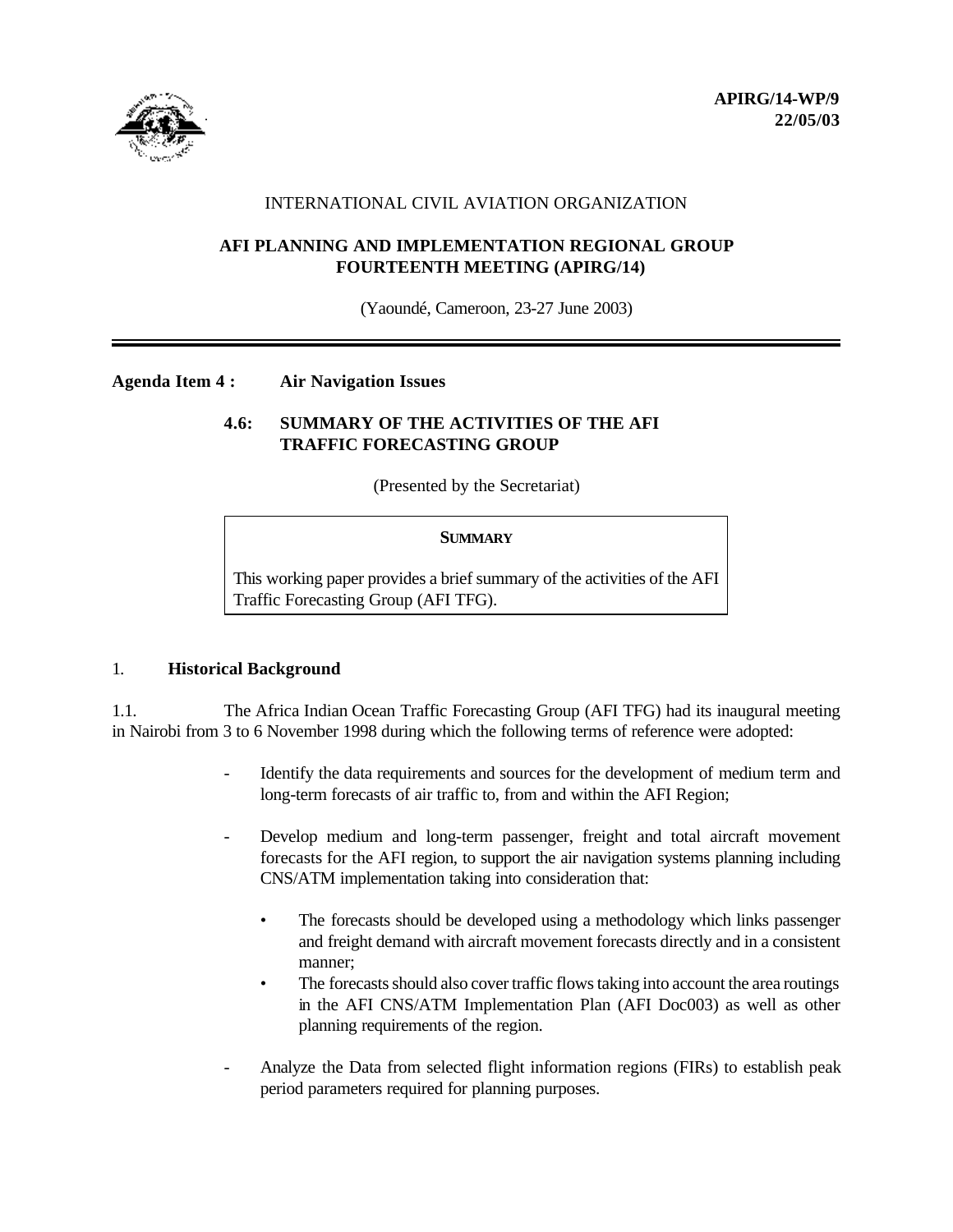**APIRG/14-WP/9**
**22/05/03**

INTERNATIONAL CIVIL AVIATION ORGANIZATION

**AFI PLANNING AND IMPLEMENTATION REGIONAL GROUP**
**FOURTEENTH MEETING (APIRG/14)**

(Yaoundé, Cameroon, 23-27 June 2003)

---

**Agenda Item 4 : Air Navigation Issues**

**4.6: SUMMARY OF THE ACTIVITIES OF THE AFI TRAFFIC FORECASTING GROUP**

(Presented by the Secretariat)

| **SUMMARY** |
| --- |
| This working paper provides a brief summary of the activities of the AFI Traffic Forecasting Group (AFI TFG). |

## 1. Historical Background

1.1. The Africa Indian Ocean Traffic Forecasting Group (AFI TFG) had its inaugural meeting in Nairobi from 3 to 6 November 1998 during which the following terms of reference were adopted:

- Identify the data requirements and sources for the development of medium term and long-term forecasts of air traffic to, from and within the AFI Region;

- Develop medium and long-term passenger, freight and total aircraft movement forecasts for the AFI region, to support the air navigation systems planning including CNS/ATM implementation taking into consideration that:

    - The forecasts should be developed using a methodology which links passenger and freight demand with aircraft movement forecasts directly and in a consistent manner;
    - The forecasts should also cover traffic flows taking into account the area routings in the AFI CNS/ATM Implementation Plan (AFI Doc003) as well as other planning requirements of the region.

- Analyze the Data from selected flight information regions (FIRs) to establish peak period parameters required for planning purposes.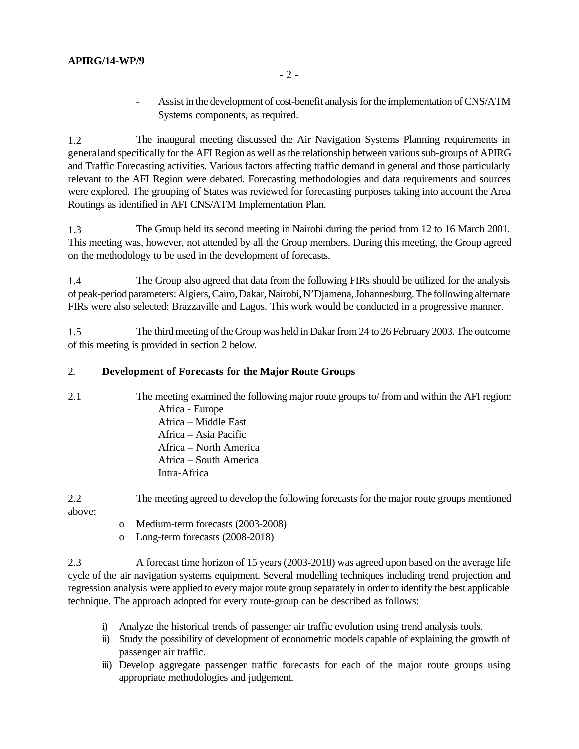- Assist in the development of cost-benefit analysis for the implementation of CNS/ATM Systems components, as required.

1.2 The inaugural meeting discussed the Air Navigation Systems Planning requirements in general and specifically for the AFI Region as well as the relationship between various sub-groups of APIRG and Traffic Forecasting activities. Various factors affecting traffic demand in general and those particularly relevant to the AFI Region were debated. Forecasting methodologies and data requirements and sources were explored. The grouping of States was reviewed for forecasting purposes taking into account the Area Routings as identified in AFI CNS/ATM Implementation Plan.

1.3 The Group held its second meeting in Nairobi during the period from 12 to 16 March 2001. This meeting was, however, not attended by all the Group members. During this meeting, the Group agreed on the methodology to be used in the development of forecasts.

1.4 The Group also agreed that data from the following FIRs should be utilized for the analysis of peak-period parameters: Algiers, Cairo, Dakar, Nairobi, N'Djamena, Johannesburg. The following alternate FIRs were also selected: Brazzaville and Lagos. This work would be conducted in a progressive manner.

1.5 The third meeting of the Group was held in Dakar from 24 to 26 February 2003. The outcome of this meeting is provided in section 2 below.

## 2. Development of Forecasts for the Major Route Groups

2.1 The meeting examined the following major route groups to/ from and within the AFI region:

Africa - Europe
Africa – Middle East
Africa – Asia Pacific
Africa – North America
Africa – South America
Intra-Africa

2.2 The meeting agreed to develop the following forecasts for the major route groups mentioned above:

- Medium-term forecasts (2003-2008)
- Long-term forecasts (2008-2018)

2.3 A forecast time horizon of 15 years (2003-2018) was agreed upon based on the average life cycle of the air navigation systems equipment. Several modelling techniques including trend projection and regression analysis were applied to every major route group separately in order to identify the best applicable technique. The approach adopted for every route-group can be described as follows:

i) Analyze the historical trends of passenger air traffic evolution using trend analysis tools.
ii) Study the possibility of development of econometric models capable of explaining the growth of passenger air traffic.
iii) Develop aggregate passenger traffic forecasts for each of the major route groups using appropriate methodologies and judgement.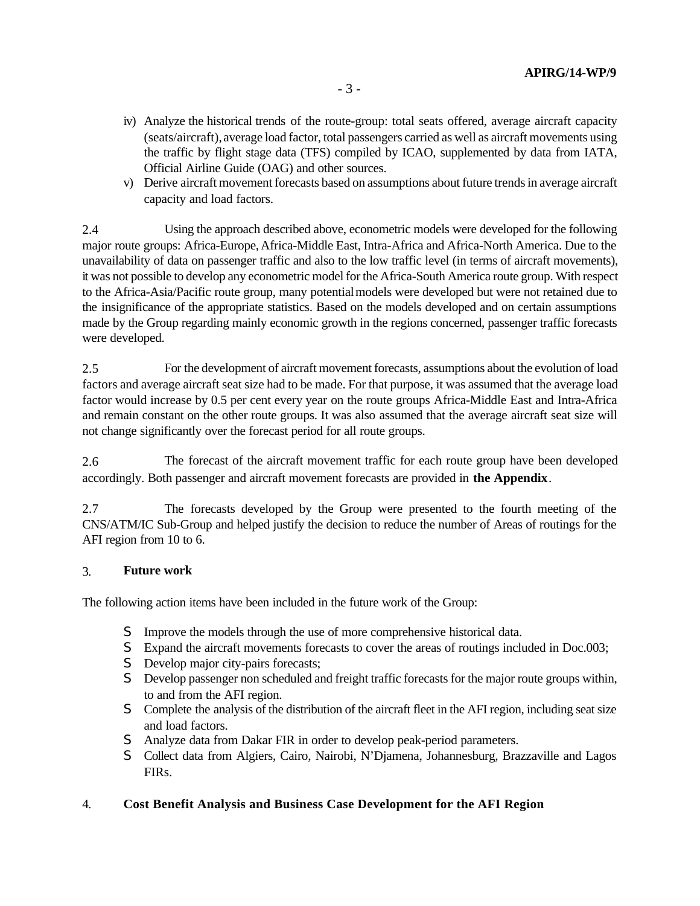iv) Analyze the historical trends of the route-group: total seats offered, average aircraft capacity (seats/aircraft), average load factor, total passengers carried as well as aircraft movements using the traffic by flight stage data (TFS) compiled by ICAO, supplemented by data from IATA, Official Airline Guide (OAG) and other sources.

v) Derive aircraft movement forecasts based on assumptions about future trends in average aircraft capacity and load factors.

2.4 Using the approach described above, econometric models were developed for the following major route groups: Africa-Europe, Africa-Middle East, Intra-Africa and Africa-North America. Due to the unavailability of data on passenger traffic and also to the low traffic level (in terms of aircraft movements), it was not possible to develop any econometric model for the Africa-South America route group. With respect to the Africa-Asia/Pacific route group, many potential models were developed but were not retained due to the insignificance of the appropriate statistics. Based on the models developed and on certain assumptions made by the Group regarding mainly economic growth in the regions concerned, passenger traffic forecasts were developed.

2.5 For the development of aircraft movement forecasts, assumptions about the evolution of load factors and average aircraft seat size had to be made. For that purpose, it was assumed that the average load factor would increase by 0.5 per cent every year on the route groups Africa-Middle East and Intra-Africa and remain constant on the other route groups. It was also assumed that the average aircraft seat size will not change significantly over the forecast period for all route groups.

2.6 The forecast of the aircraft movement traffic for each route group have been developed accordingly. Both passenger and aircraft movement forecasts are provided in **the Appendix**.

2.7 The forecasts developed by the Group were presented to the fourth meeting of the CNS/ATM/IC Sub-Group and helped justify the decision to reduce the number of Areas of routings for the AFI region from 10 to 6.

## 3. Future work

The following action items have been included in the future work of the Group:

- Improve the models through the use of more comprehensive historical data.
- Expand the aircraft movements forecasts to cover the areas of routings included in Doc.003;
- Develop major city-pairs forecasts;
- Develop passenger non scheduled and freight traffic forecasts for the major route groups within, to and from the AFI region.
- Complete the analysis of the distribution of the aircraft fleet in the AFI region, including seat size and load factors.
- Analyze data from Dakar FIR in order to develop peak-period parameters.
- Collect data from Algiers, Cairo, Nairobi, N'Djamena, Johannesburg, Brazzaville and Lagos FIRs.

## 4. Cost Benefit Analysis and Business Case Development for the AFI Region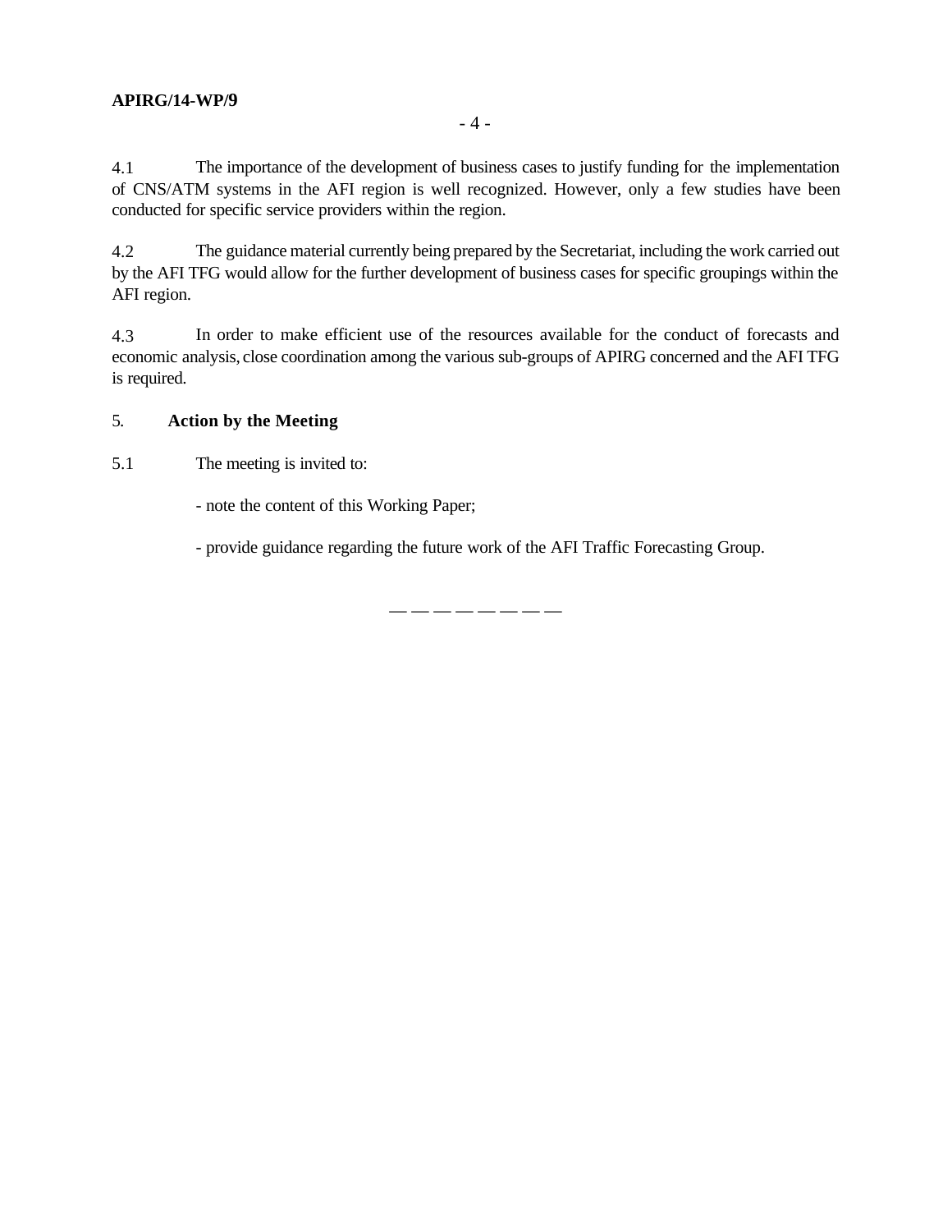4.1 The importance of the development of business cases to justify funding for the implementation of CNS/ATM systems in the AFI region is well recognized. However, only a few studies have been conducted for specific service providers within the region.

4.2 The guidance material currently being prepared by the Secretariat, including the work carried out by the AFI TFG would allow for the further development of business cases for specific groupings within the AFI region.

4.3 In order to make efficient use of the resources available for the conduct of forecasts and economic analysis, close coordination among the various sub-groups of APIRG concerned and the AFI TFG is required.

## 5. Action by the Meeting

5.1 The meeting is invited to:

- note the content of this Working Paper;

- provide guidance regarding the future work of the AFI Traffic Forecasting Group.

— — — — — — — —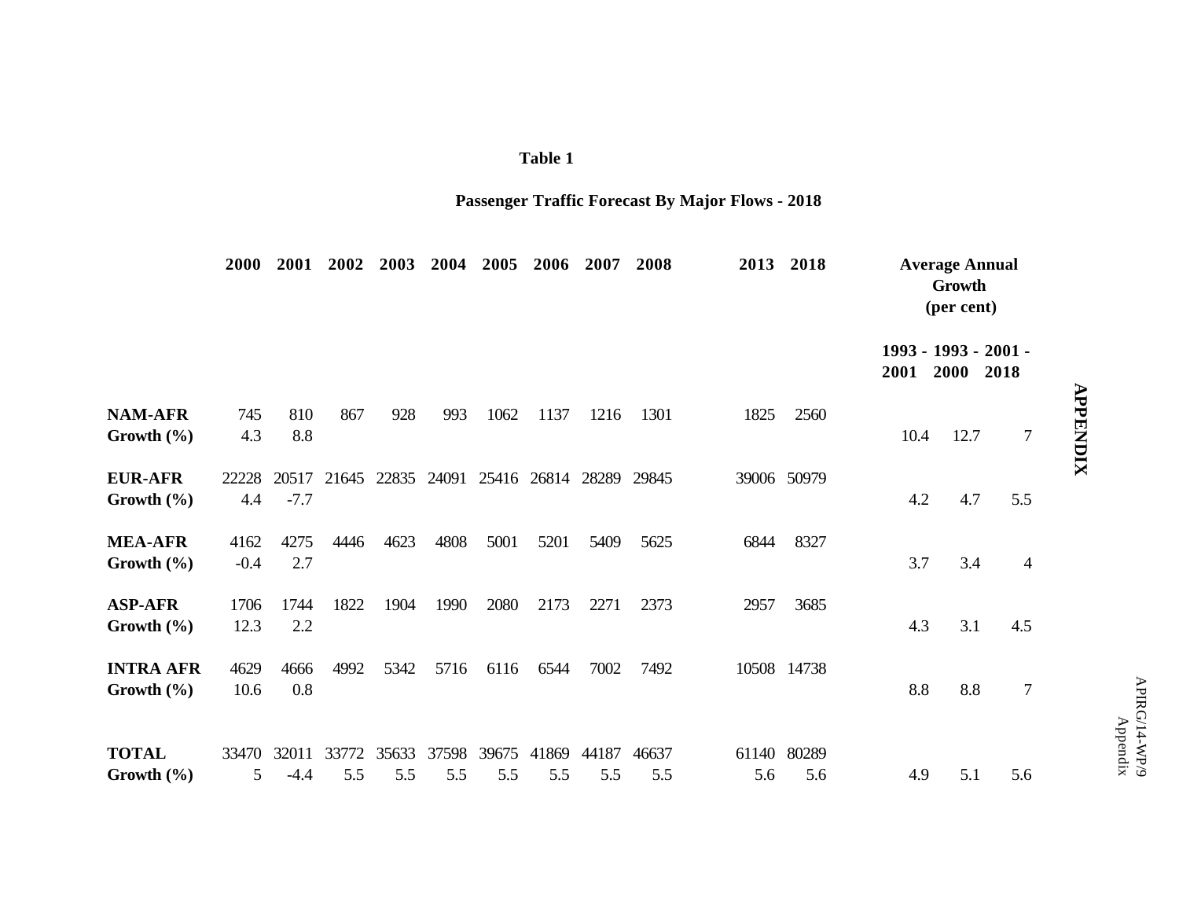**Table 1**

**Passenger Traffic Forecast By Major Flows - 2018**

| | **2000** | **2001** | **2002** | **2003** | **2004** | **2005** | **2006** | **2007** | **2008** | **2013** | **2018** | **Average Annual Growth (per cent)** | | |
|---|---|---|---|---|---|---|---|---|---|---|---|---|---|---|
| | | | | | | | | | | | | **1993 - 2001** | **1993 - 2000** | **2001 - 2018** |
| **NAM-AFR** | 745 | 810 | 867 | 928 | 993 | 1062 | 1137 | 1216 | 1301 | 1825 | 2560 | | | |
| **Growth (%)** | 4.3 | 8.8 | | | | | | | | | | 10.4 | 12.7 | 7 |
| **EUR-AFR** | 22228 | 20517 | 21645 | 22835 | 24091 | 25416 | 26814 | 28289 | 29845 | 39006 | 50979 | | | |
| **Growth (%)** | 4.4 | -7.7 | | | | | | | | | | 4.2 | 4.7 | 5.5 |
| **MEA-AFR** | 4162 | 4275 | 4446 | 4623 | 4808 | 5001 | 5201 | 5409 | 5625 | 6844 | 8327 | | | |
| **Growth (%)** | -0.4 | 2.7 | | | | | | | | | | 3.7 | 3.4 | 4 |
| **ASP-AFR** | 1706 | 1744 | 1822 | 1904 | 1990 | 2080 | 2173 | 2271 | 2373 | 2957 | 3685 | | | |
| **Growth (%)** | 12.3 | 2.2 | | | | | | | | | | 4.3 | 3.1 | 4.5 |
| **INTRA AFR** | 4629 | 4666 | 4992 | 5342 | 5716 | 6116 | 6544 | 7002 | 7492 | 10508 | 14738 | | | |
| **Growth (%)** | 10.6 | 0.8 | | | | | | | | | | 8.8 | 8.8 | 7 |
| **TOTAL** | 33470 | 32011 | 33772 | 35633 | 37598 | 39675 | 41869 | 44187 | 46637 | 61140 | 80289 | | | |
| **Growth (%)** | 5 | -4.4 | 5.5 | 5.5 | 5.5 | 5.5 | 5.5 | 5.5 | 5.5 | 5.6 | 5.6 | 4.9 | 5.1 | 5.6 |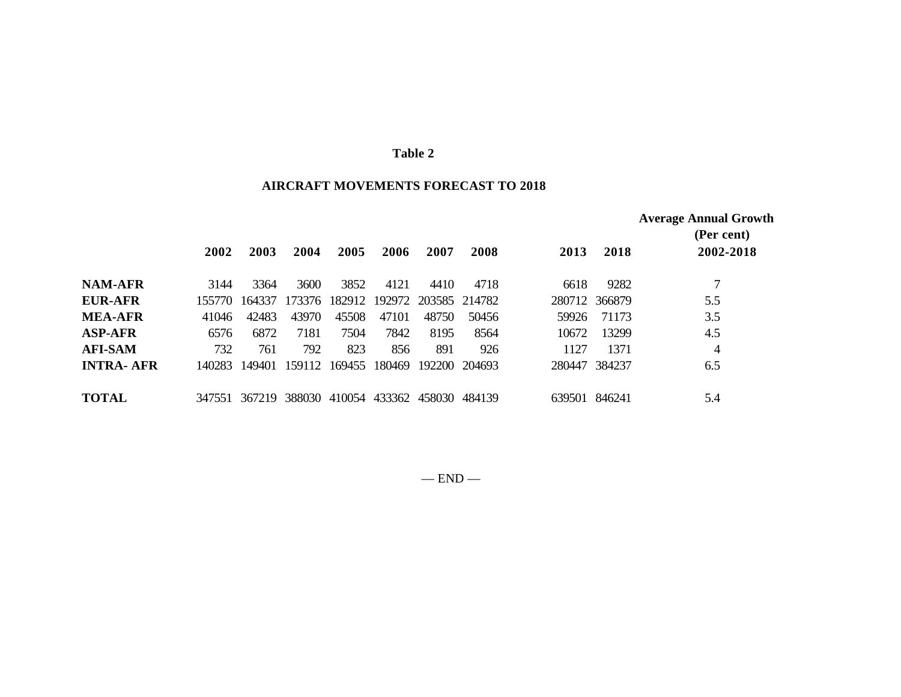**Table 2**

**AIRCRAFT MOVEMENTS FORECAST TO 2018**

| | 2002 | 2003 | 2004 | 2005 | 2006 | 2007 | 2008 | 2013 | 2018 | Average Annual Growth (Per cent) 2002-2018 |
|---|---|---|---|---|---|---|---|---|---|---|
| **NAM-AFR** | 3144 | 3364 | 3600 | 3852 | 4121 | 4410 | 4718 | 6618 | 9282 | 7 |
| **EUR-AFR** | 155770 | 164337 | 173376 | 182912 | 192972 | 203585 | 214782 | 280712 | 366879 | 5.5 |
| **MEA-AFR** | 41046 | 42483 | 43970 | 45508 | 47101 | 48750 | 50456 | 59926 | 71173 | 3.5 |
| **ASP-AFR** | 6576 | 6872 | 7181 | 7504 | 7842 | 8195 | 8564 | 10672 | 13299 | 4.5 |
| **AFI-SAM** | 732 | 761 | 792 | 823 | 856 | 891 | 926 | 1127 | 1371 | 4 |
| **INTRA- AFR** | 140283 | 149401 | 159112 | 169455 | 180469 | 192200 | 204693 | 280447 | 384237 | 6.5 |
| **TOTAL** | 347551 | 367219 | 388030 | 410054 | 433362 | 458030 | 484139 | 639501 | 846241 | 5.4 |

— END —